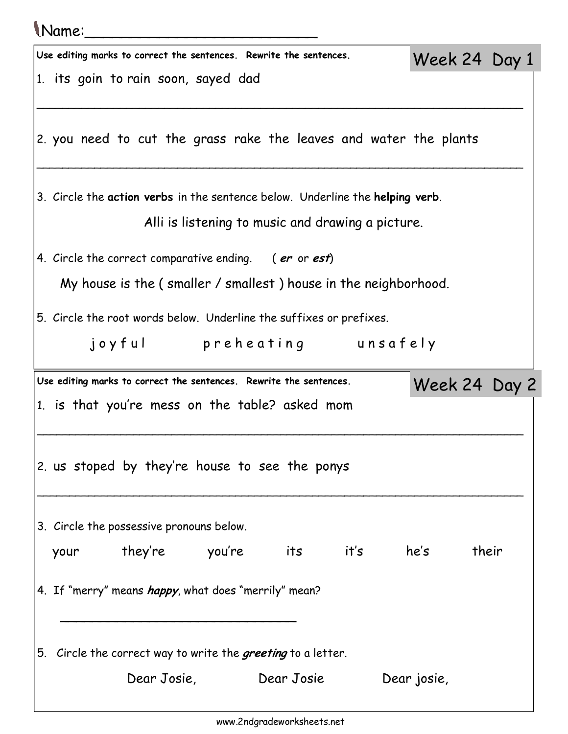Name:________________________

## Week 24 Day 1

**Use editing marks to correct the sentences. Rewrite the sentences.**

1. its goin to rain soon, sayed dad

_______________________________________________________________

2. you need to cut the grass rake the leaves and water the plants

_______________________________________________________________

3. Circle the **action verbs** in the sentence below. Underline the **helping verb**.

   Alli is listening to music and drawing a picture.

4. Circle the correct comparative ending. ( ***er*** or ***est***)

   My house is the ( smaller / smallest ) house in the neighborhood.

5. Circle the root words below. Underline the suffixes or prefixes.

   j o y f u l      p r e h e a t i n g      u n s a f e l y

## Week 24 Day 2

**Use editing marks to correct the sentences. Rewrite the sentences.**

1. is that you're mess on the table? asked mom

_______________________________________________________________

2. us stoped by they're house to see the ponys

_______________________________________________________________

3. Circle the possessive pronouns below.

   your      they're      you're      its      it's      he's      their

4. If "merry" means ***happy***, what does "merrily" mean?

   ______________________________

5. Circle the correct way to write the ***greeting*** to a letter.

   Dear Josie,      Dear Josie      Dear josie,

www.2ndgradeworksheets.net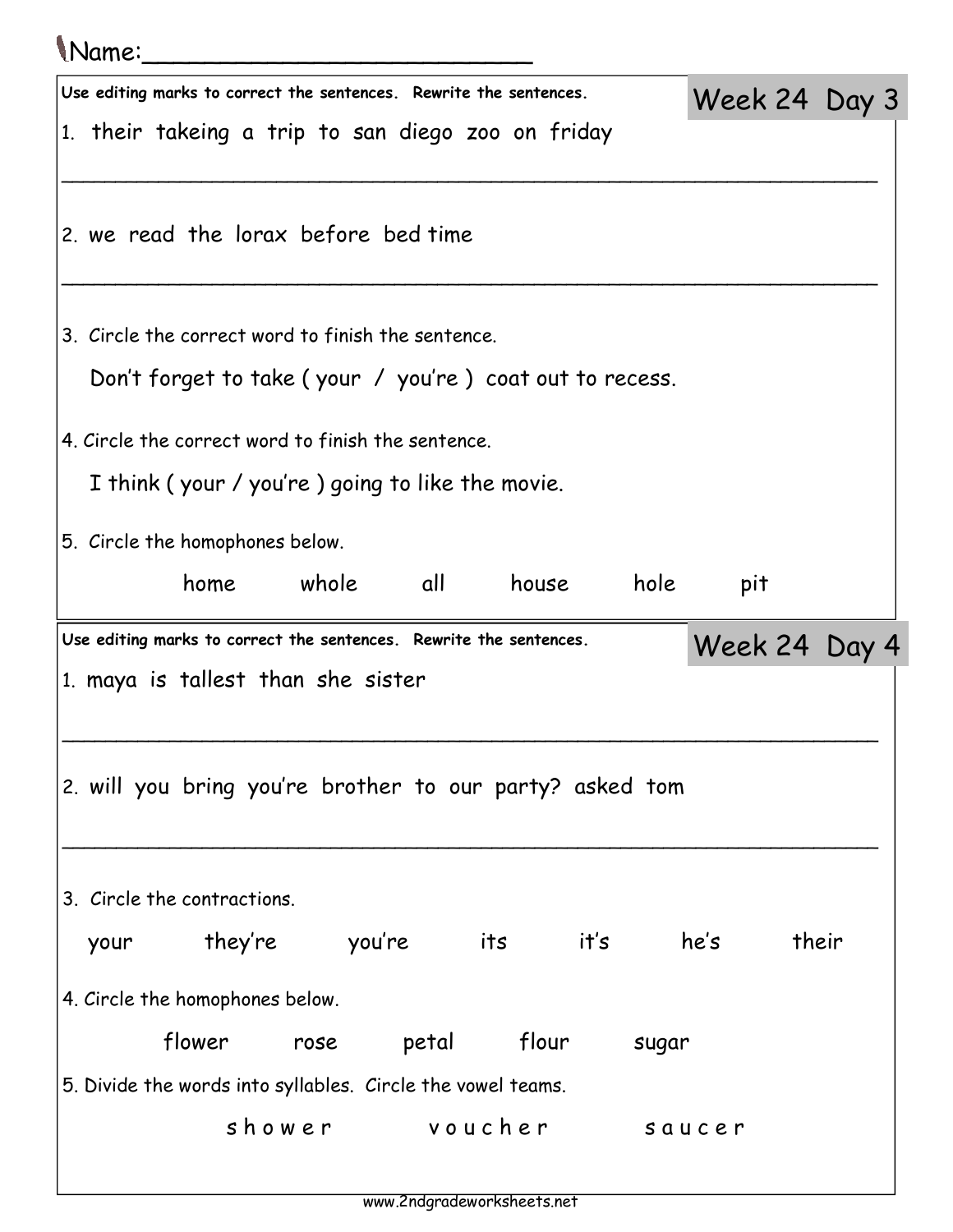Name:_________________________

## Week 24 Day 3

Use editing marks to correct the sentences. Rewrite the sentences.

1. their takeing a trip to san diego zoo on friday

_______________________________________________________________

2. we read the lorax before bed time

_______________________________________________________________

3. Circle the correct word to finish the sentence.

   Don't forget to take ( your / you're ) coat out to recess.

4. Circle the correct word to finish the sentence.

   I think ( your / you're ) going to like the movie.

5. Circle the homophones below.

   home whole all house hole pit

## Week 24 Day 4

Use editing marks to correct the sentences. Rewrite the sentences.

1. maya is tallest than she sister

_______________________________________________________________

2. will you bring you're brother to our party? asked tom

_______________________________________________________________

3. Circle the contractions.

   your they're you're its it's he's their

4. Circle the homophones below.

   flower rose petal flour sugar

5. Divide the words into syllables. Circle the vowel teams.

   s h o w e r v o u c h e r s a u c e r

www.2ndgradeworksheets.net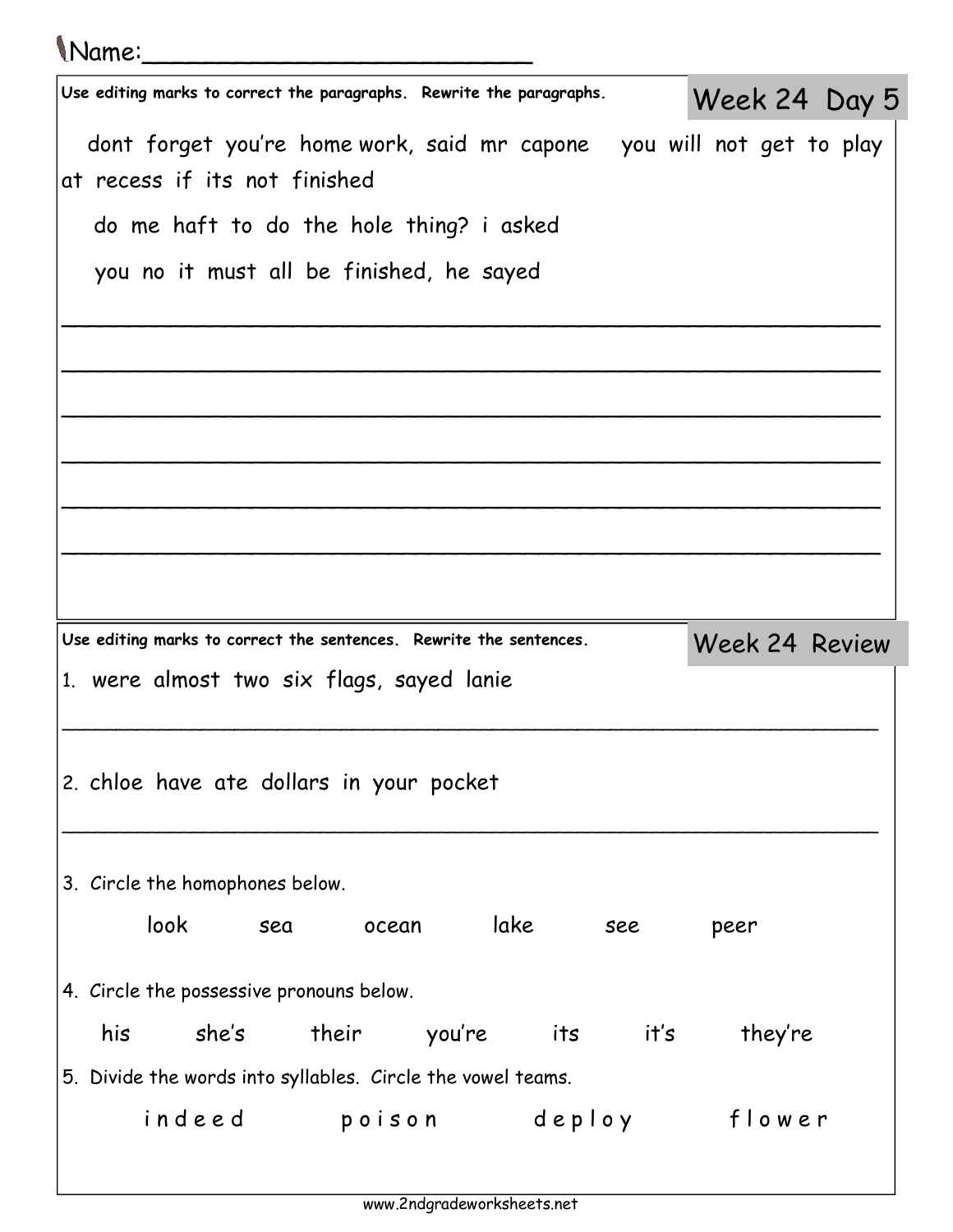Name:________________________

Use editing marks to correct the paragraphs. Rewrite the paragraphs.

**Week 24 Day 5**

dont forget you're home work, said mr capone you will not get to play at recess if its not finished

do me haft to do the hole thing? i asked

you no it must all be finished, he sayed

______________________________________________________________

______________________________________________________________

______________________________________________________________

______________________________________________________________

______________________________________________________________

______________________________________________________________

Use editing marks to correct the sentences. Rewrite the sentences.

**Week 24 Review**

1. were almost two six flags, sayed lanie

______________________________________________________________

2. chloe have ate dollars in your pocket

______________________________________________________________

3. Circle the homophones below.

look sea ocean lake see peer

4. Circle the possessive pronouns below.

his she's their you're its it's they're

5. Divide the words into syllables. Circle the vowel teams.

i n d e e d p o i s o n d e p l o y f l o w e r

www.2ndgradeworksheets.net